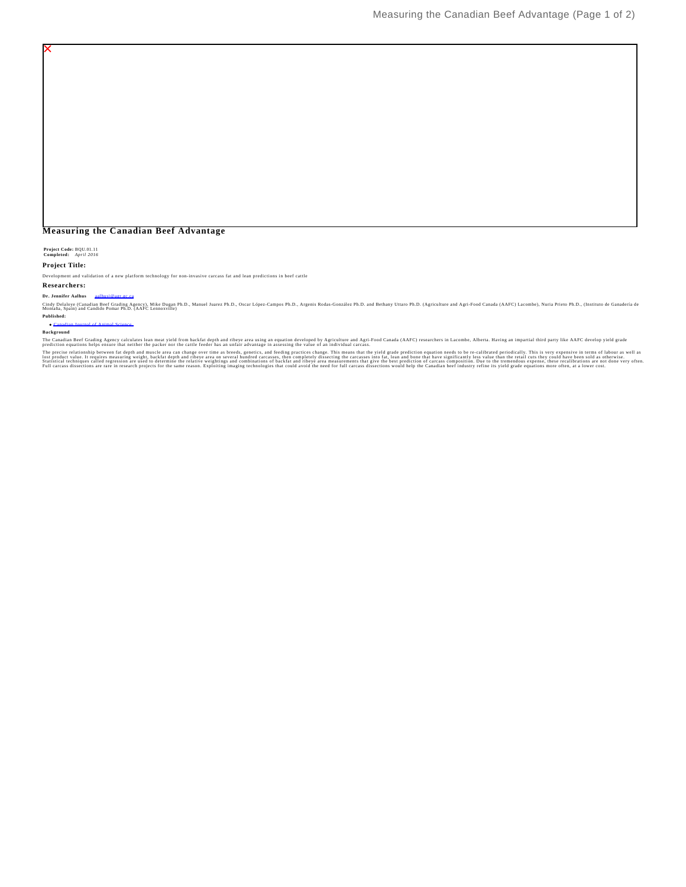# Measuring the Canadian Beef Advantage

**Project Code:** BQU.01.11
**Completed:** *April 2016*

## Project Title:

Development and validation of a new platform technology for non-invasive carcass fat and lean predictions in beef cattle

## Researchers:

**Dr. Jennifer Aalhus** aalhusj@agr.gc.ca

Cindy Delaloye (Canadian Beef Grading Agency), Mike Dugan Ph.D., Manuel Juarez Ph.D., Oscar López-Campos Ph.D., Argenis Rodas-González Ph.D. and Bethany Uttaro Ph.D. (Agriculture and Agri-Food Canada (AAFC) Lacombe), Nuria Prieto Ph.D., (Instituto de Ganadería de Montaña, Spain) and Candido Pomar Ph.D. (AAFC Lennoxville)

**Published:**

- Canadian Journal of Animal Science

**Background**

The Canadian Beef Grading Agency calculates lean meat yield from backfat depth and ribeye area using an equation developed by Agriculture and Agri-Food Canada (AAFC) researchers in Lacombe, Alberta. Having an impartial third party like AAFC develop yield grade prediction equations helps ensure that neither the packer nor the cattle feeder has an unfair advantage in assessing the value of an individual carcass.

The precise relationship between fat depth and muscle area can change over time as breeds, genetics, and feeding practices change. This means that the yield grade prediction equation needs to be re-calibrated periodically. This is very expensive in terms of labour as well as lost product value. It requires measuring weight, backfat depth and ribeye area on several hundred carcasses, then completely dissecting the carcasses into fat, lean and bone that have significantly less value than the retail cuts they could have been sold as otherwise. Statistical techniques called regression are used to determine the relative weightings and combinations of backfat and ribeye area measurements that give the best prediction of carcass composition. Due to the tremendous expense, these recalibrations are not done very often. Full carcass dissections are rare in research projects for the same reason. Exploiting imaging technologies that could avoid the need for full carcass dissections would help the Canadian beef industry refine its yield grade equations more often, at a lower cost.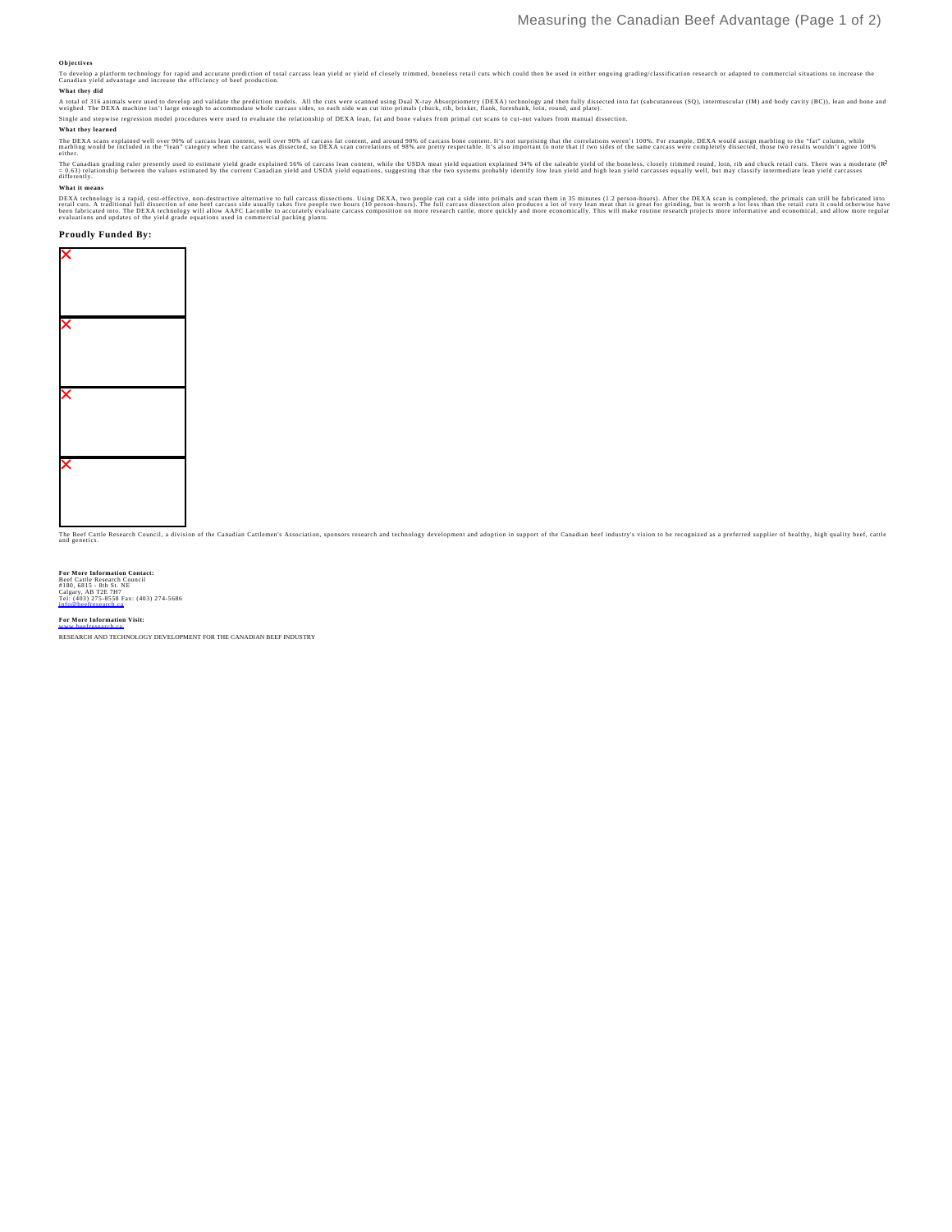**Objectives**

To develop a platform technology for rapid and accurate prediction of total carcass lean yield or yield of closely trimmed, boneless retail cuts which could then be used in either ongoing grading/classification research or adapted to commercial situations to increase the Canadian yield advantage and increase the efficiency of beef production.

**What they did**

A total of 316 animals were used to develop and validate the prediction models. All the cuts were scanned using Dual X-ray Absorptiometry (DEXA) technology and then fully dissected into fat (subcutaneous (SQ), intermuscular (IM) and body cavity (BC)), lean and bone and weighed. The DEXA machine isn't large enough to accommodate whole carcass sides, so each side was cut into primals (chuck, rib, brisket, flank, foreshank, loin, round, and plate).

Single and stepwise regression model procedures were used to evaluate the relationship of DEXA lean, fat and bone values from primal cut scans to cut-out values from manual dissection.

**What they learned**

The DEXA scans explained well over 90% of carcass lean content, well over 90% of carcass fat content, and around 90% of carcass bone content. It's not surprising that the correlations weren't 100%. For example, DEXA would assign marbling to the "fat" column, while marbling would be included in the "lean" category when the carcass was dissected, so DEXA scan correlations of 98% are pretty respectable. It's also important to note that if two sides of the same carcass were completely dissected, those two results wouldn't agree 100% either.

The Canadian grading ruler presently used to estimate yield grade explained 56% of carcass lean content, while the USDA meat yield equation explained 34% of the saleable yield of the boneless, closely trimmed round, loin, rib and chuck retail cuts. There was a moderate ($R^2$ = 0.63) relationship between the values estimated by the current Canadian yield and USDA yield equations, suggesting that the two systems probably identify low lean yield and high lean yield carcasses equally well, but may classify intermediate lean yield carcasses differently.

**What it means**

DEXA technology is a rapid, cost-effective, non-destructive alternative to full carcass dissections. Using DEXA, two people can cut a side into primals and scan them in 35 minutes (1.2 person-hours). After the DEXA scan is completed, the primals can still be fabricated into retail cuts. A traditional full dissection of one beef carcass side usually takes five people two hours (10 person-hours). The full carcass dissection also produces a lot of very lean meat that is great for grinding, but is worth a lot less than the retail cuts it could otherwise have been fabricated into. The DEXA technology will allow AAFC Lacombe to accurately evaluate carcass composition on more research cattle, more quickly and more economically. This will make routine research projects more informative and economical, and allow more regular evaluations and updates of the yield grade equations used in commercial packing plants.

**Proudly Funded By:**

The Beef Cattle Research Council, a division of the Canadian Cattlemen's Association, sponsors research and technology development and adoption in support of the Canadian beef industry's vision to be recognized as a preferred supplier of healthy, high quality beef, cattle and genetics.

**For More Information Contact:**
Beef Cattle Research Council
#180, 6815 - 8th St. NE
Calgary, AB T2E 7H7
Tel: (403) 275-8558 Fax: (403) 274-5686
info@beefresearch.ca

**For More Information Visit:**
www.beefresearch.ca

RESEARCH AND TECHNOLOGY DEVELOPMENT FOR THE CANADIAN BEEF INDUSTRY